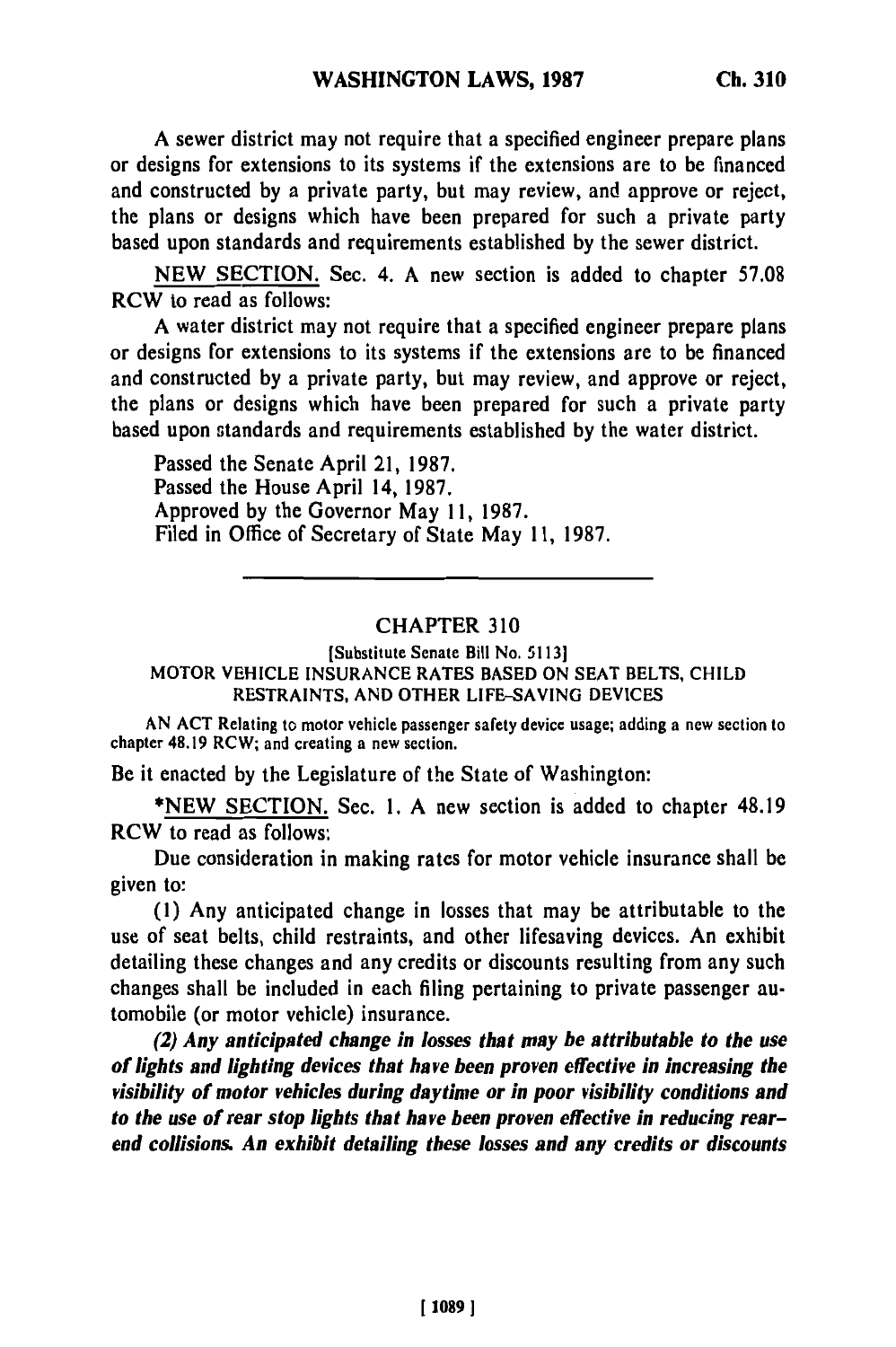A sewer district may not require that a specified engineer prepare plans or designs for extensions to its systems if the extensions are to be financed and constructed by a private party, but may review, and approve or reject, the plans or designs which have been prepared for such a private party based upon standards and requirements established by the sewer district.

NEW SECTION. Sec. 4. A new section is added to chapter 57.08 RCW to read as follows:

A water district may not require that a specified engineer prepare plans or designs for extensions to its systems if the extensions are to be financed and constructed by a private party, but may review, and approve or reject, the plans or designs which have been prepared for such a private party based upon standards and requirements established by the water district.

Passed the Senate April 21, 1987.
Passed the House April 14, 1987.
Approved by the Governor May 11, 1987.
Filed in Office of Secretary of State May 11, 1987.

---

## CHAPTER 310

[Substitute Senate Bill No. 5113]

MOTOR VEHICLE INSURANCE RATES BASED ON SEAT BELTS, CHILD RESTRAINTS, AND OTHER LIFE-SAVING DEVICES

AN ACT Relating to motor vehicle passenger safety device usage; adding a new section to chapter 48.19 RCW; and creating a new section.

Be it enacted by the Legislature of the State of Washington:

*NEW SECTION. Sec. 1. A new section is added to chapter 48.19 RCW to read as follows:

Due consideration in making rates for motor vehicle insurance shall be given to:

(1) Any anticipated change in losses that may be attributable to the use of seat belts, child restraints, and other lifesaving devices. An exhibit detailing these changes and any credits or discounts resulting from any such changes shall be included in each filing pertaining to private passenger automobile (or motor vehicle) insurance.

***(2) Any anticipated change in losses that may be attributable to the use of lights and lighting devices that have been proven effective in increasing the visibility of motor vehicles during daytime or in poor visibility conditions and to the use of rear stop lights that have been proven effective in reducing rear-end collisions. An exhibit detailing these losses and any credits or discounts***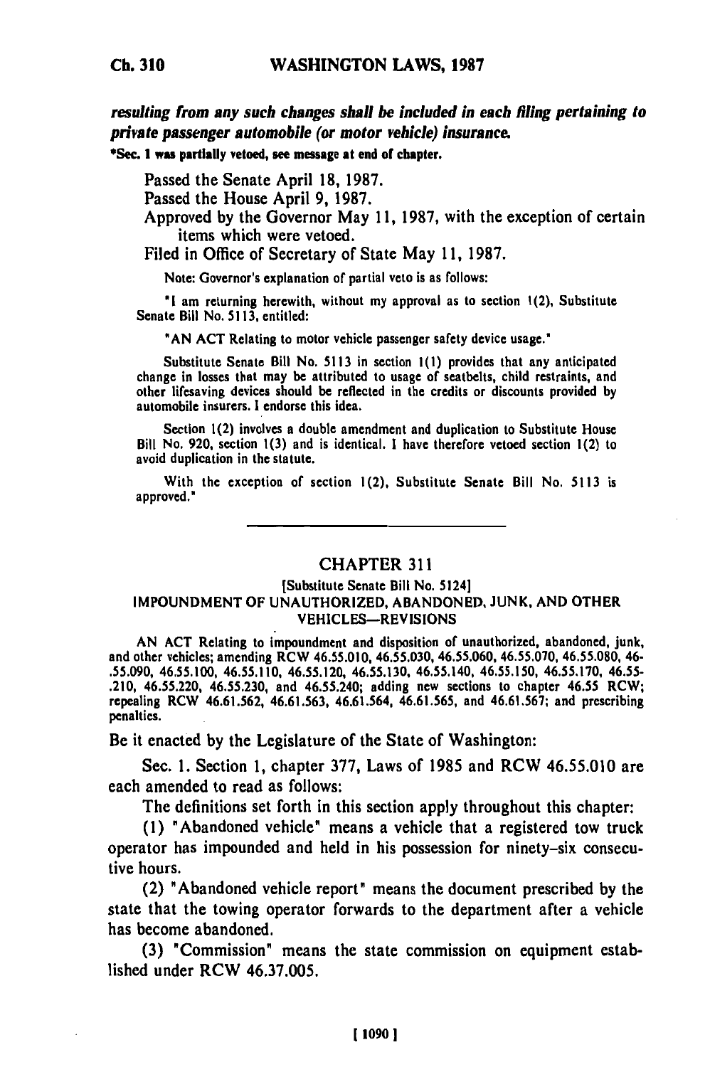*resulting from any such changes shall be included in each filing pertaining to private passenger automobile (or motor vehicle) insurance.*

*Sec. 1 was partially vetoed, see message at end of chapter.

Passed the Senate April 18, 1987.

Passed the House April 9, 1987.

Approved by the Governor May 11, 1987, with the exception of certain items which were vetoed.

Filed in Office of Secretary of State May 11, 1987.

Note: Governor's explanation of partial veto is as follows:

"I am returning herewith, without my approval as to section 1(2), Substitute Senate Bill No. 5113, entitled:

"AN ACT Relating to motor vehicle passenger safety device usage."

Substitute Senate Bill No. 5113 in section 1(1) provides that any anticipated change in losses that may be attributed to usage of seatbelts, child restraints, and other lifesaving devices should be reflected in the credits or discounts provided by automobile insurers. I endorse this idea.

Section 1(2) involves a double amendment and duplication to Substitute House Bill No. 920, section 1(3) and is identical. I have therefore vetoed section 1(2) to avoid duplication in the statute.

With the exception of section 1(2), Substitute Senate Bill No. 5113 is approved."

---

## CHAPTER 311

[Substitute Senate Bill No. 5124]

### IMPOUNDMENT OF UNAUTHORIZED, ABANDONED, JUNK, AND OTHER VEHICLES—REVISIONS

AN ACT Relating to impoundment and disposition of unauthorized, abandoned, junk, and other vehicles; amending RCW 46.55.010, 46.55.030, 46.55.060, 46.55.070, 46.55.080, 46.55.090, 46.55.100, 46.55.110, 46.55.120, 46.55.130, 46.55.140, 46.55.150, 46.55.170, 46.55.210, 46.55.220, 46.55.230, and 46.55.240; adding new sections to chapter 46.55 RCW; repealing RCW 46.61.562, 46.61.563, 46.61.564, 46.61.565, and 46.61.567; and prescribing penalties.

Be it enacted by the Legislature of the State of Washington:

Sec. 1. Section 1, chapter 377, Laws of 1985 and RCW 46.55.010 are each amended to read as follows:

The definitions set forth in this section apply throughout this chapter:

(1) "Abandoned vehicle" means a vehicle that a registered tow truck operator has impounded and held in his possession for ninety-six consecutive hours.

(2) "Abandoned vehicle report" means the document prescribed by the state that the towing operator forwards to the department after a vehicle has become abandoned.

(3) "Commission" means the state commission on equipment established under RCW 46.37.005.